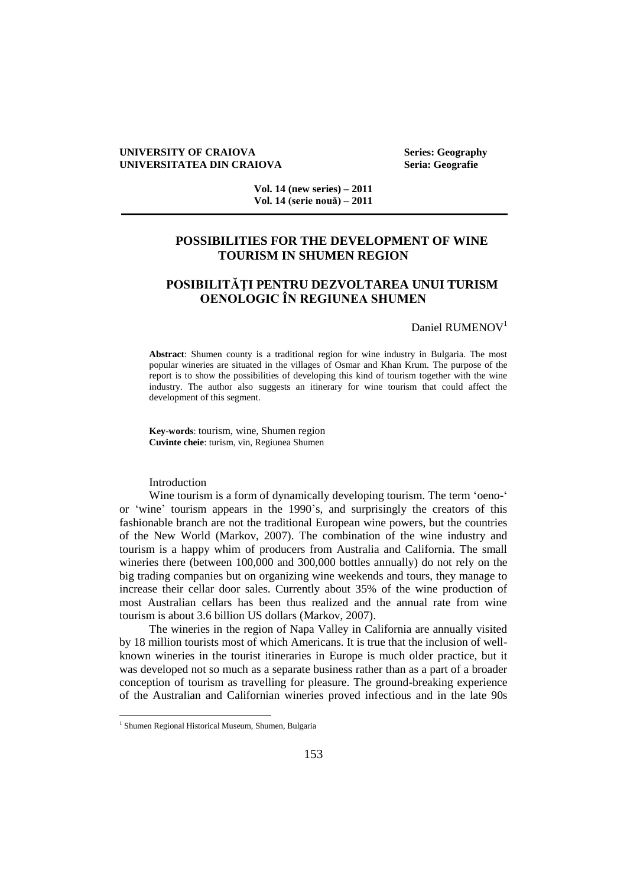# POSSIBILITIES FOR THE DEVELOPMENT OF WINE TOURISM IN SHUMEN REGION

# POSIBILITĂŢI PENTRU DEZVOLTAREA UNUI TURISM OENOLOGIC ÎN REGIUNEA SHUMEN

Daniel RUMENOV[1]

**Abstract**: Shumen county is a traditional region for wine industry in Bulgaria. The most popular wineries are situated in the villages of Osmar and Khan Krum. The purpose of the report is to show the possibilities of developing this kind of tourism together with the wine industry. The author also suggests an itinerary for wine tourism that could affect the development of this segment.

**Key-words**: tourism, wine, Shumen region
**Cuvinte cheie**: turism, vin, Regiunea Shumen

## Introduction

Wine tourism is a form of dynamically developing tourism. The term 'oeno-' or 'wine' tourism appears in the 1990's, and surprisingly the creators of this fashionable branch are not the traditional European wine powers, but the countries of the New World (Markov, 2007). The combination of the wine industry and tourism is a happy whim of producers from Australia and California. The small wineries there (between 100,000 and 300,000 bottles annually) do not rely on the big trading companies but on organizing wine weekends and tours, they manage to increase their cellar door sales. Currently about 35% of the wine production of most Australian cellars has been thus realized and the annual rate from wine tourism is about 3.6 billion US dollars (Markov, 2007).

The wineries in the region of Napa Valley in California are annually visited by 18 million tourists most of which Americans. It is true that the inclusion of well-known wineries in the tourist itineraries in Europe is much older practice, but it was developed not so much as a separate business rather than as a part of a broader conception of tourism as travelling for pleasure. The ground-breaking experience of the Australian and Californian wineries proved infectious and in the late 90s

---

[1] Shumen Regional Historical Museum, Shumen, Bulgaria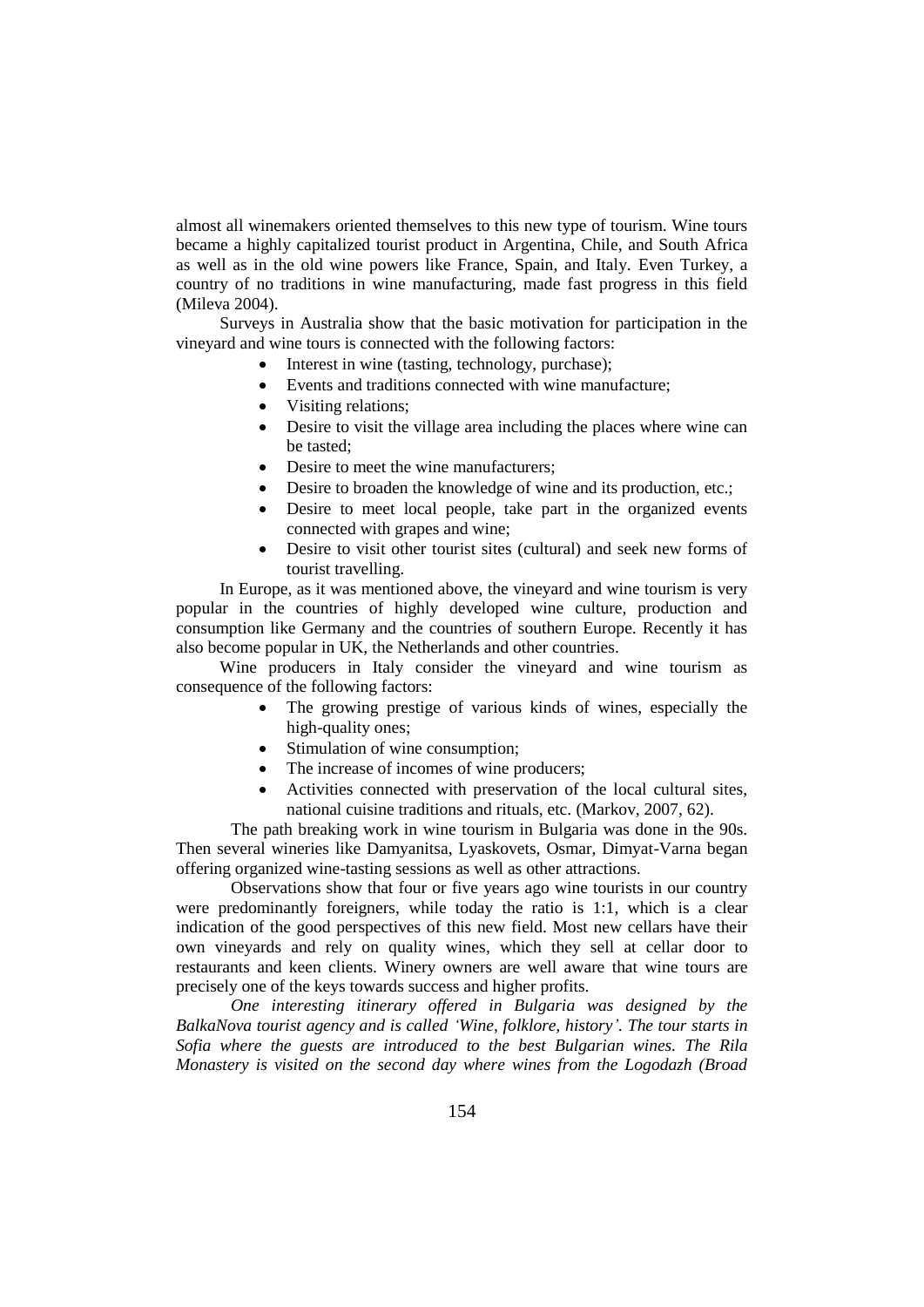almost all winemakers oriented themselves to this new type of tourism. Wine tours became a highly capitalized tourist product in Argentina, Chile, and South Africa as well as in the old wine powers like France, Spain, and Italy. Even Turkey, a country of no traditions in wine manufacturing, made fast progress in this field (Mileva 2004).

Surveys in Australia show that the basic motivation for participation in the vineyard and wine tours is connected with the following factors:

- Interest in wine (tasting, technology, purchase);
- Events and traditions connected with wine manufacture;
- Visiting relations;
- Desire to visit the village area including the places where wine can be tasted;
- Desire to meet the wine manufacturers;
- Desire to broaden the knowledge of wine and its production, etc.;
- Desire to meet local people, take part in the organized events connected with grapes and wine;
- Desire to visit other tourist sites (cultural) and seek new forms of tourist travelling.

In Europe, as it was mentioned above, the vineyard and wine tourism is very popular in the countries of highly developed wine culture, production and consumption like Germany and the countries of southern Europe. Recently it has also become popular in UK, the Netherlands and other countries.

Wine producers in Italy consider the vineyard and wine tourism as consequence of the following factors:

- The growing prestige of various kinds of wines, especially the high-quality ones;
- Stimulation of wine consumption;
- The increase of incomes of wine producers;
- Activities connected with preservation of the local cultural sites, national cuisine traditions and rituals, etc. (Markov, 2007, 62).

The path breaking work in wine tourism in Bulgaria was done in the 90s. Then several wineries like Damyanitsa, Lyaskovets, Osmar, Dimyat-Varna began offering organized wine-tasting sessions as well as other attractions.

Observations show that four or five years ago wine tourists in our country were predominantly foreigners, while today the ratio is 1:1, which is a clear indication of the good perspectives of this new field. Most new cellars have their own vineyards and rely on quality wines, which they sell at cellar door to restaurants and keen clients. Winery owners are well aware that wine tours are precisely one of the keys towards success and higher profits.

*One interesting itinerary offered in Bulgaria was designed by the BalkaNova tourist agency and is called 'Wine, folklore, history'. The tour starts in Sofia where the guests are introduced to the best Bulgarian wines. The Rila Monastery is visited on the second day where wines from the Logodazh (Broad*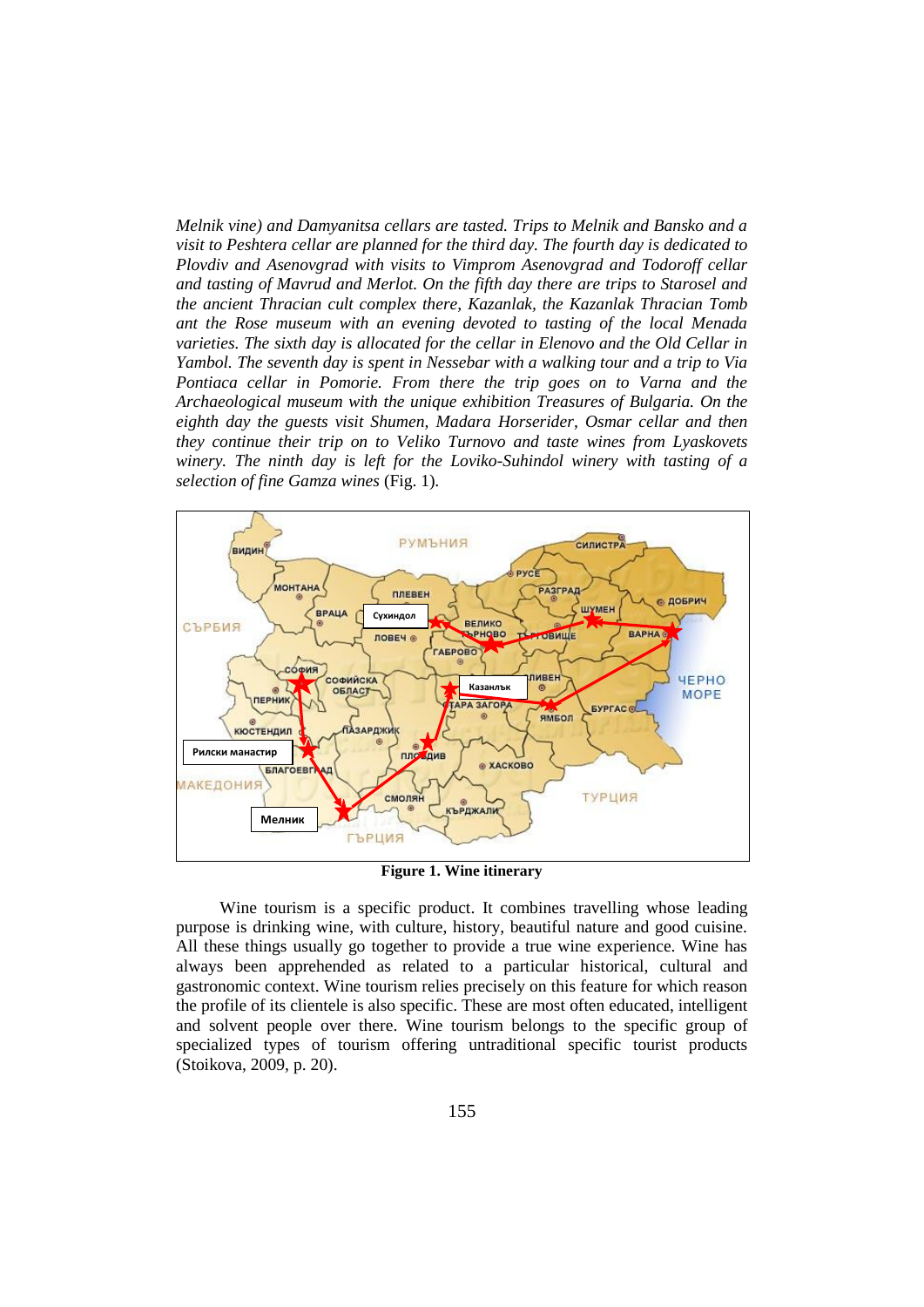*Melnik vine) and Damyanitsa cellars are tasted. Trips to Melnik and Bansko and a visit to Peshtera cellar are planned for the third day. The fourth day is dedicated to Plovdiv and Asenovgrad with visits to Vimprom Asenovgrad and Todoroff cellar and tasting of Mavrud and Merlot. On the fifth day there are trips to Starosel and the ancient Thracian cult complex there, Kazanlak, the Kazanlak Thracian Tomb ant the Rose museum with an evening devoted to tasting of the local Menada varieties. The sixth day is allocated for the cellar in Elenovo and the Old Cellar in Yambol. The seventh day is spent in Nessebar with a walking tour and a trip to Via Pontiaca cellar in Pomorie. From there the trip goes on to Varna and the Archaeological museum with the unique exhibition Treasures of Bulgaria. On the eighth day the guests visit Shumen, Madara Horserider, Osmar cellar and then they continue their trip on to Veliko Turnovo and taste wines from Lyaskovets winery. The ninth day is left for the Loviko-Suhindol winery with tasting of a selection of fine Gamza wines* (Fig. 1).

**Figure 1. Wine itinerary**

Wine tourism is a specific product. It combines travelling whose leading purpose is drinking wine, with culture, history, beautiful nature and good cuisine. All these things usually go together to provide a true wine experience. Wine has always been apprehended as related to a particular historical, cultural and gastronomic context. Wine tourism relies precisely on this feature for which reason the profile of its clientele is also specific. These are most often educated, intelligent and solvent people over there. Wine tourism belongs to the specific group of specialized types of tourism offering untraditional specific tourist products (Stoikova, 2009, p. 20).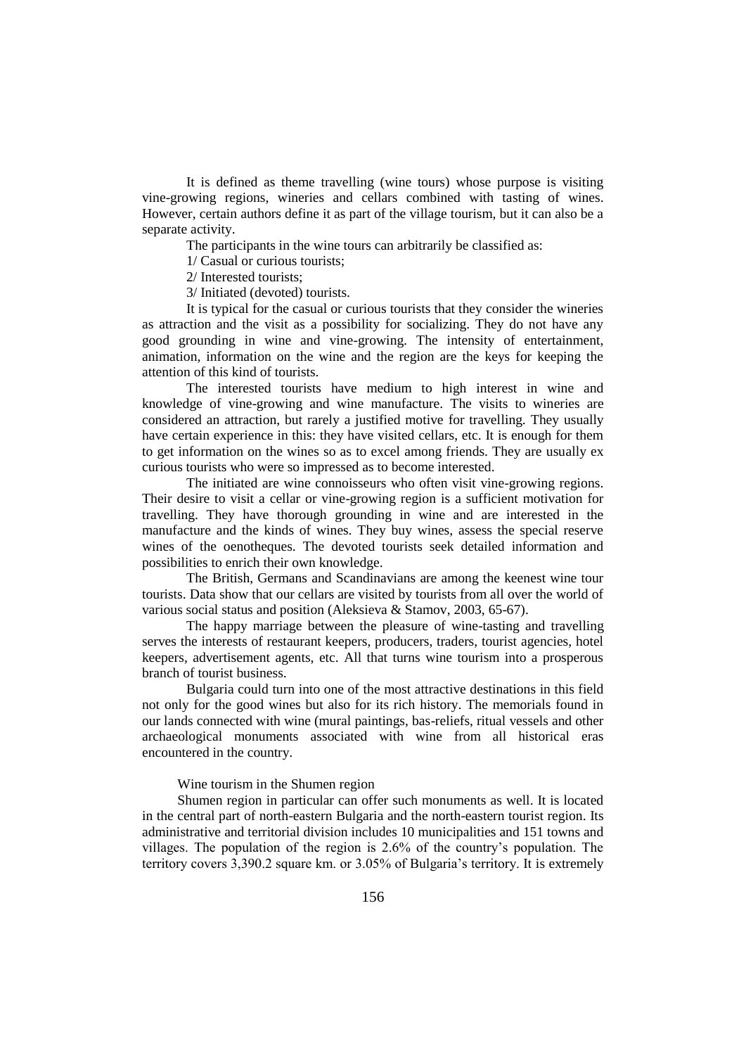It is defined as theme travelling (wine tours) whose purpose is visiting vine-growing regions, wineries and cellars combined with tasting of wines. However, certain authors define it as part of the village tourism, but it can also be a separate activity.

The participants in the wine tours can arbitrarily be classified as:

1/ Casual or curious tourists;

2/ Interested tourists;

3/ Initiated (devoted) tourists.

It is typical for the casual or curious tourists that they consider the wineries as attraction and the visit as a possibility for socializing. They do not have any good grounding in wine and wine-growing. The intensity of entertainment, animation, information on the wine and the region are the keys for keeping the attention of this kind of tourists.

The interested tourists have medium to high interest in wine and knowledge of vine-growing and wine manufacture. The visits to wineries are considered an attraction, but rarely a justified motive for travelling. They usually have certain experience in this: they have visited cellars, etc. It is enough for them to get information on the wines so as to excel among friends. They are usually ex curious tourists who were so impressed as to become interested.

The initiated are wine connoisseurs who often visit vine-growing regions. Their desire to visit a cellar or vine-growing region is a sufficient motivation for travelling. They have thorough grounding in wine and are interested in the manufacture and the kinds of wines. They buy wines, assess the special reserve wines of the oenotheques. The devoted tourists seek detailed information and possibilities to enrich their own knowledge.

The British, Germans and Scandinavians are among the keenest wine tour tourists. Data show that our cellars are visited by tourists from all over the world of various social status and position (Aleksieva & Stamov, 2003, 65-67).

The happy marriage between the pleasure of wine-tasting and travelling serves the interests of restaurant keepers, producers, traders, tourist agencies, hotel keepers, advertisement agents, etc. All that turns wine tourism into a prosperous branch of tourist business.

Bulgaria could turn into one of the most attractive destinations in this field not only for the good wines but also for its rich history. The memorials found in our lands connected with wine (mural paintings, bas-reliefs, ritual vessels and other archaeological monuments associated with wine from all historical eras encountered in the country.

## Wine tourism in the Shumen region

Shumen region in particular can offer such monuments as well. It is located in the central part of north-eastern Bulgaria and the north-eastern tourist region. Its administrative and territorial division includes 10 municipalities and 151 towns and villages. The population of the region is 2.6% of the country's population. The territory covers 3,390.2 square km. or 3.05% of Bulgaria's territory. It is extremely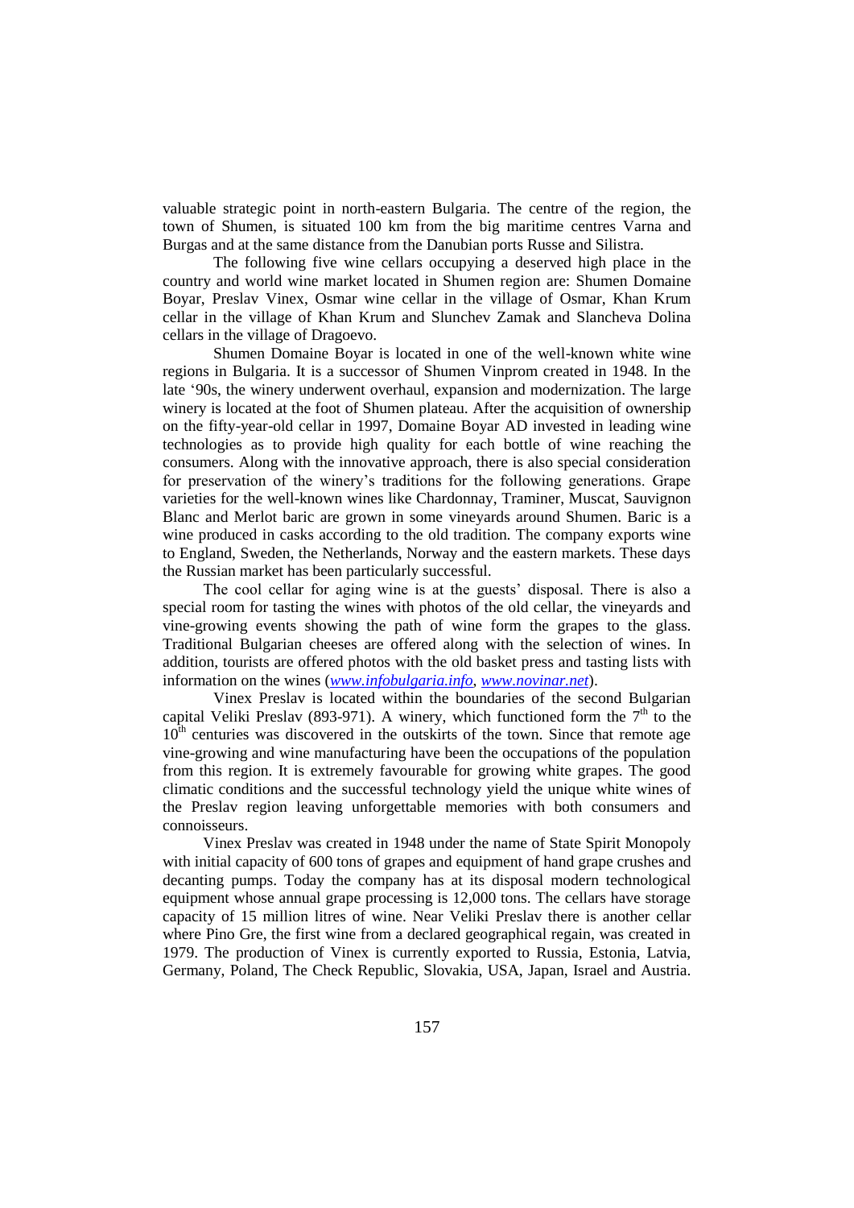valuable strategic point in north-eastern Bulgaria. The centre of the region, the town of Shumen, is situated 100 km from the big maritime centres Varna and Burgas and at the same distance from the Danubian ports Russe and Silistra.

The following five wine cellars occupying a deserved high place in the country and world wine market located in Shumen region are: Shumen Domaine Boyar, Preslav Vinex, Osmar wine cellar in the village of Osmar, Khan Krum cellar in the village of Khan Krum and Slunchev Zamak and Slancheva Dolina cellars in the village of Dragoevo.

Shumen Domaine Boyar is located in one of the well-known white wine regions in Bulgaria. It is a successor of Shumen Vinprom created in 1948. In the late '90s, the winery underwent overhaul, expansion and modernization. The large winery is located at the foot of Shumen plateau. After the acquisition of ownership on the fifty-year-old cellar in 1997, Domaine Boyar AD invested in leading wine technologies as to provide high quality for each bottle of wine reaching the consumers. Along with the innovative approach, there is also special consideration for preservation of the winery's traditions for the following generations. Grape varieties for the well-known wines like Chardonnay, Traminer, Muscat, Sauvignon Blanc and Merlot baric are grown in some vineyards around Shumen. Baric is a wine produced in casks according to the old tradition. The company exports wine to England, Sweden, the Netherlands, Norway and the eastern markets. These days the Russian market has been particularly successful.

The cool cellar for aging wine is at the guests' disposal. There is also a special room for tasting the wines with photos of the old cellar, the vineyards and vine-growing events showing the path of wine form the grapes to the glass. Traditional Bulgarian cheeses are offered along with the selection of wines. In addition, tourists are offered photos with the old basket press and tasting lists with information on the wines (*www.infobulgaria.info*, *www.novinar.net*).

Vinex Preslav is located within the boundaries of the second Bulgarian capital Veliki Preslav (893-971). A winery, which functioned form the 7th to the 10th centuries was discovered in the outskirts of the town. Since that remote age vine-growing and wine manufacturing have been the occupations of the population from this region. It is extremely favourable for growing white grapes. The good climatic conditions and the successful technology yield the unique white wines of the Preslav region leaving unforgettable memories with both consumers and connoisseurs.

Vinex Preslav was created in 1948 under the name of State Spirit Monopoly with initial capacity of 600 tons of grapes and equipment of hand grape crushes and decanting pumps. Today the company has at its disposal modern technological equipment whose annual grape processing is 12,000 tons. The cellars have storage capacity of 15 million litres of wine. Near Veliki Preslav there is another cellar where Pino Gre, the first wine from a declared geographical regain, was created in 1979. The production of Vinex is currently exported to Russia, Estonia, Latvia, Germany, Poland, The Check Republic, Slovakia, USA, Japan, Israel and Austria.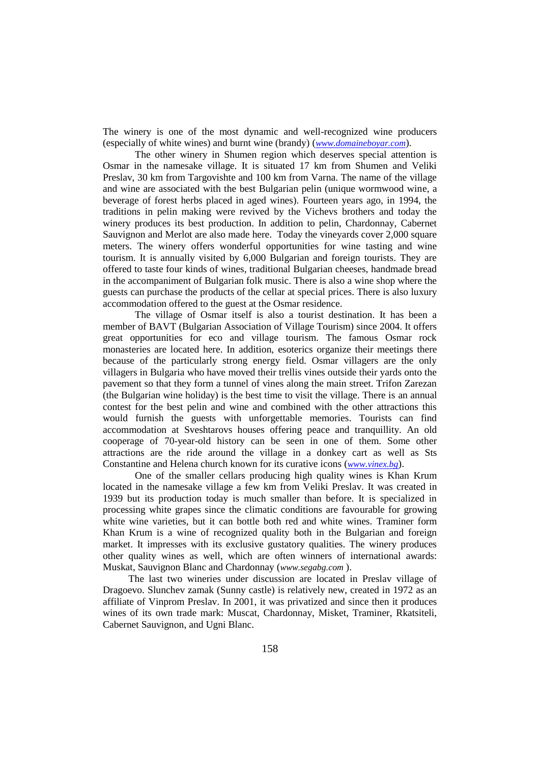The winery is one of the most dynamic and well-recognized wine producers (especially of white wines) and burnt wine (brandy) (*www.domaineboyar.com*).

The other winery in Shumen region which deserves special attention is Osmar in the namesake village. It is situated 17 km from Shumen and Veliki Preslav, 30 km from Targovishte and 100 km from Varna. The name of the village and wine are associated with the best Bulgarian pelin (unique wormwood wine, a beverage of forest herbs placed in aged wines). Fourteen years ago, in 1994, the traditions in pelin making were revived by the Vichevs brothers and today the winery produces its best production. In addition to pelin, Chardonnay, Cabernet Sauvignon and Merlot are also made here. Today the vineyards cover 2,000 square meters. The winery offers wonderful opportunities for wine tasting and wine tourism. It is annually visited by 6,000 Bulgarian and foreign tourists. They are offered to taste four kinds of wines, traditional Bulgarian cheeses, handmade bread in the accompaniment of Bulgarian folk music. There is also a wine shop where the guests can purchase the products of the cellar at special prices. There is also luxury accommodation offered to the guest at the Osmar residence.

The village of Osmar itself is also a tourist destination. It has been a member of BAVT (Bulgarian Association of Village Tourism) since 2004. It offers great opportunities for eco and village tourism. The famous Osmar rock monasteries are located here. In addition, esoterics organize their meetings there because of the particularly strong energy field. Osmar villagers are the only villagers in Bulgaria who have moved their trellis vines outside their yards onto the pavement so that they form a tunnel of vines along the main street. Trifon Zarezan (the Bulgarian wine holiday) is the best time to visit the village. There is an annual contest for the best pelin and wine and combined with the other attractions this would furnish the guests with unforgettable memories. Tourists can find accommodation at Sveshtarovs houses offering peace and tranquillity. An old cooperage of 70-year-old history can be seen in one of them. Some other attractions are the ride around the village in a donkey cart as well as Sts Constantine and Helena church known for its curative icons (*www.vinex.bg*).

One of the smaller cellars producing high quality wines is Khan Krum located in the namesake village a few km from Veliki Preslav. It was created in 1939 but its production today is much smaller than before. It is specialized in processing white grapes since the climatic conditions are favourable for growing white wine varieties, but it can bottle both red and white wines. Traminer form Khan Krum is a wine of recognized quality both in the Bulgarian and foreign market. It impresses with its exclusive gustatory qualities. The winery produces other quality wines as well, which are often winners of international awards: Muskat, Sauvignon Blanc and Chardonnay (*www.segabg.com* ).

The last two wineries under discussion are located in Preslav village of Dragoevo. Slunchev zamak (Sunny castle) is relatively new, created in 1972 as an affiliate of Vinprom Preslav. In 2001, it was privatized and since then it produces wines of its own trade mark: Muscat, Chardonnay, Misket, Traminer, Rkatsiteli, Cabernet Sauvignon, and Ugni Blanc.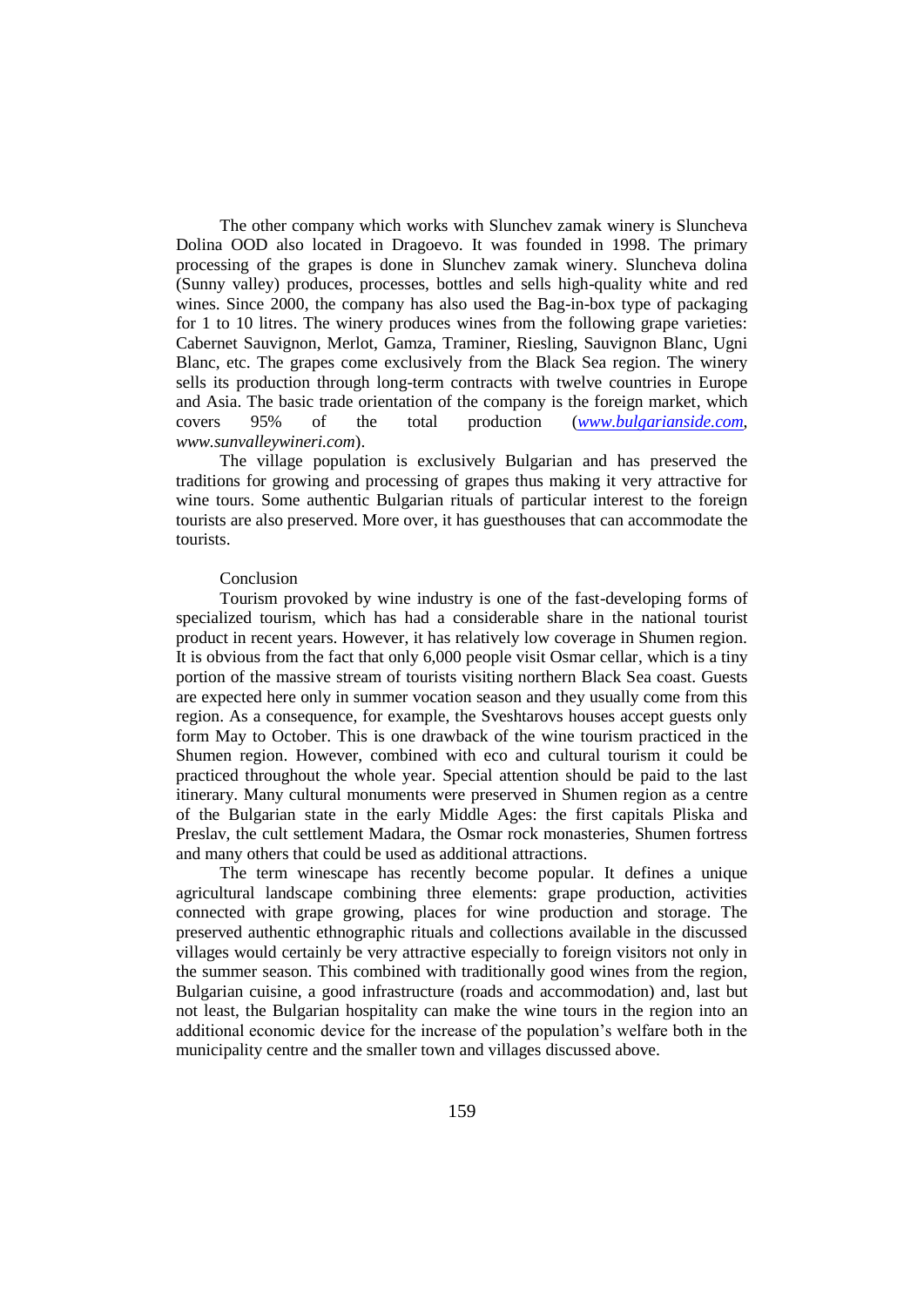The other company which works with Slunchev zamak winery is Sluncheva Dolina OOD also located in Dragoevo. It was founded in 1998. The primary processing of the grapes is done in Slunchev zamak winery. Sluncheva dolina (Sunny valley) produces, processes, bottles and sells high-quality white and red wines. Since 2000, the company has also used the Bag-in-box type of packaging for 1 to 10 litres. The winery produces wines from the following grape varieties: Cabernet Sauvignon, Merlot, Gamza, Traminer, Riesling, Sauvignon Blanc, Ugni Blanc, etc. The grapes come exclusively from the Black Sea region. The winery sells its production through long-term contracts with twelve countries in Europe and Asia. The basic trade orientation of the company is the foreign market, which covers 95% of the total production (*www.bulgarianside.com*, *www.sunvalleywineri.com*).

The village population is exclusively Bulgarian and has preserved the traditions for growing and processing of grapes thus making it very attractive for wine tours. Some authentic Bulgarian rituals of particular interest to the foreign tourists are also preserved. More over, it has guesthouses that can accommodate the tourists.

## Conclusion

Tourism provoked by wine industry is one of the fast-developing forms of specialized tourism, which has had a considerable share in the national tourist product in recent years. However, it has relatively low coverage in Shumen region. It is obvious from the fact that only 6,000 people visit Osmar cellar, which is a tiny portion of the massive stream of tourists visiting northern Black Sea coast. Guests are expected here only in summer vocation season and they usually come from this region. As a consequence, for example, the Sveshtarovs houses accept guests only form May to October. This is one drawback of the wine tourism practiced in the Shumen region. However, combined with eco and cultural tourism it could be practiced throughout the whole year. Special attention should be paid to the last itinerary. Many cultural monuments were preserved in Shumen region as a centre of the Bulgarian state in the early Middle Ages: the first capitals Pliska and Preslav, the cult settlement Madara, the Osmar rock monasteries, Shumen fortress and many others that could be used as additional attractions.

The term winescape has recently become popular. It defines a unique agricultural landscape combining three elements: grape production, activities connected with grape growing, places for wine production and storage. The preserved authentic ethnographic rituals and collections available in the discussed villages would certainly be very attractive especially to foreign visitors not only in the summer season. This combined with traditionally good wines from the region, Bulgarian cuisine, a good infrastructure (roads and accommodation) and, last but not least, the Bulgarian hospitality can make the wine tours in the region into an additional economic device for the increase of the population's welfare both in the municipality centre and the smaller town and villages discussed above.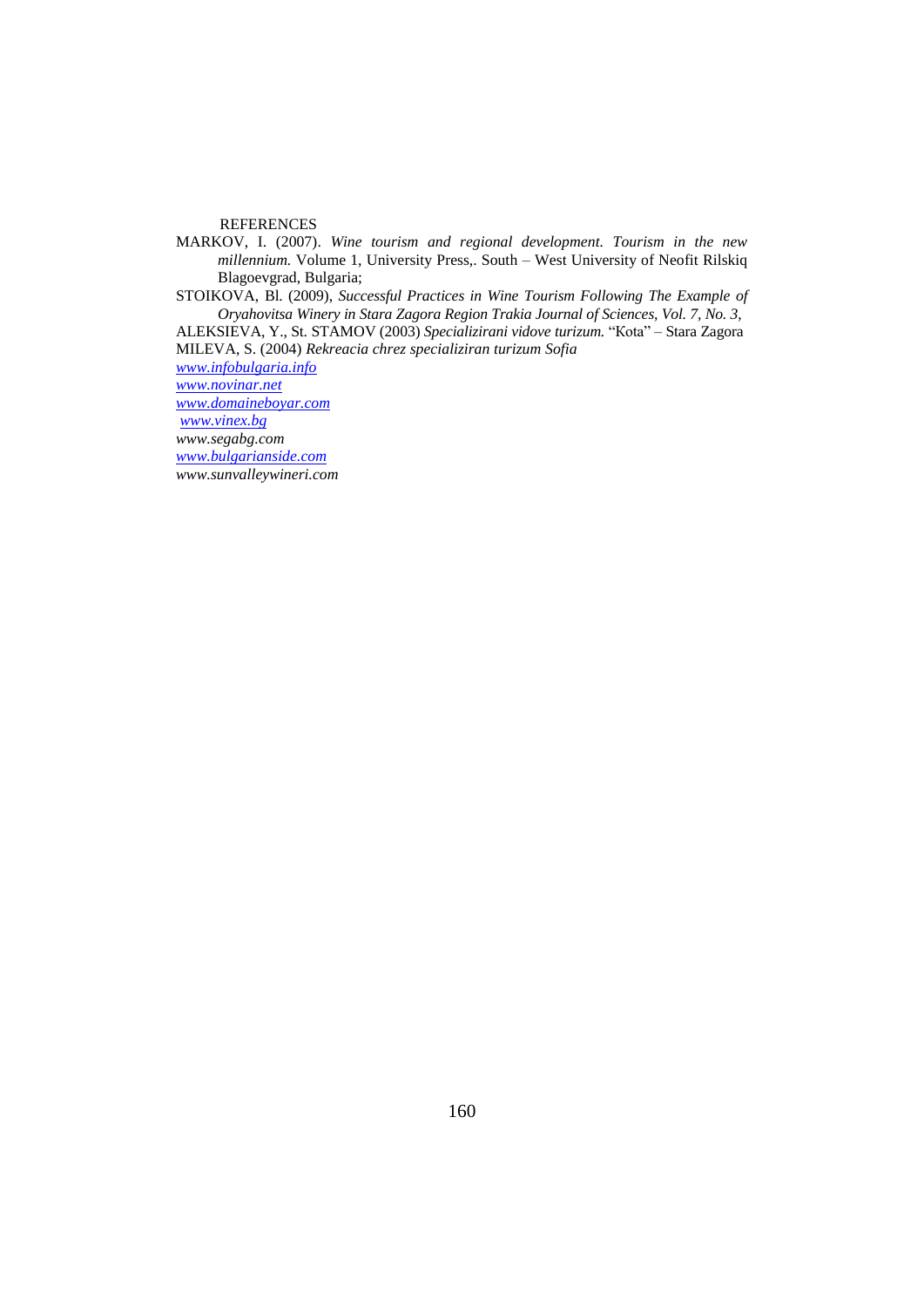REFERENCES

MARKOV, I. (2007). *Wine tourism and regional development. Tourism in the new millennium.* Volume 1, University Press,. South – West University of Neofit Rilskiq Blagoevgrad, Bulgaria;

STOIKOVA, Bl. (2009), *Successful Practices in Wine Tourism Following The Example of Oryahovitsa Winery in Stara Zagora Region Trakia Journal of Sciences, Vol. 7, No. 3,*

ALEKSIEVA, Y., St. STAMOV (2003) *Specializirani vidove turizum.* "Kota" – Stara Zagora

MILEVA, S. (2004) *Rekreacia chrez specializiran turizum Sofia*

*www.infobulgaria.info*

*www.novinar.net*

*www.domaineboyar.com*

*www.vinex.bg*

*www.segabg.com*

*www.bulgarianside.com*

*www.sunvalleywineri.com*